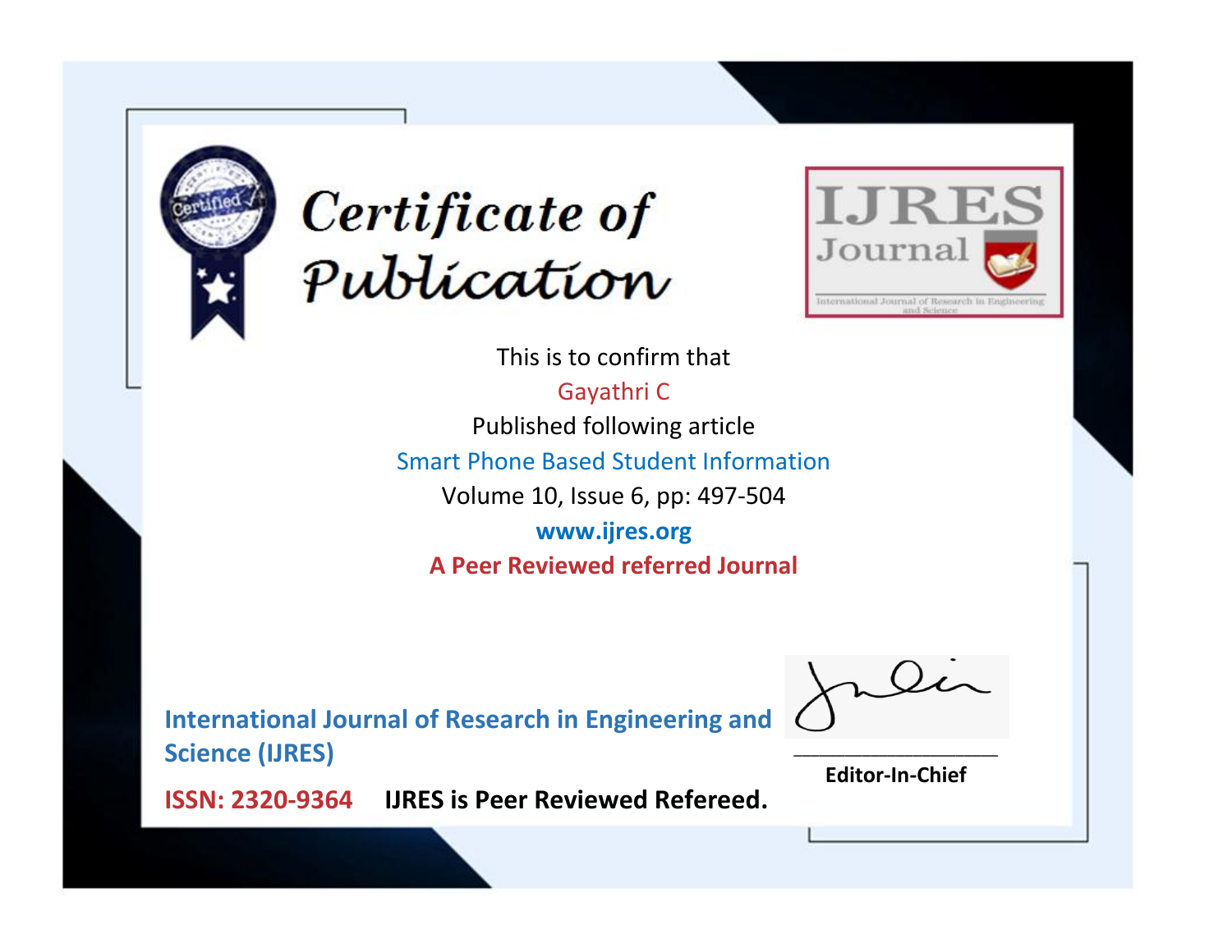# Certificate of Publication

IJRES Journal

International Journal of Research in Engineering and Science

This is to confirm that

Gayathri C

Published following article

Smart Phone Based Student Information

Volume 10, Issue 6, pp: 497-504

**www.ijres.org**

**A Peer Reviewed referred Journal**

**International Journal of Research in Engineering and Science (IJRES)**

**ISSN: 2320-9364** **IJRES is Peer Reviewed Refereed.**

**Editor-In-Chief**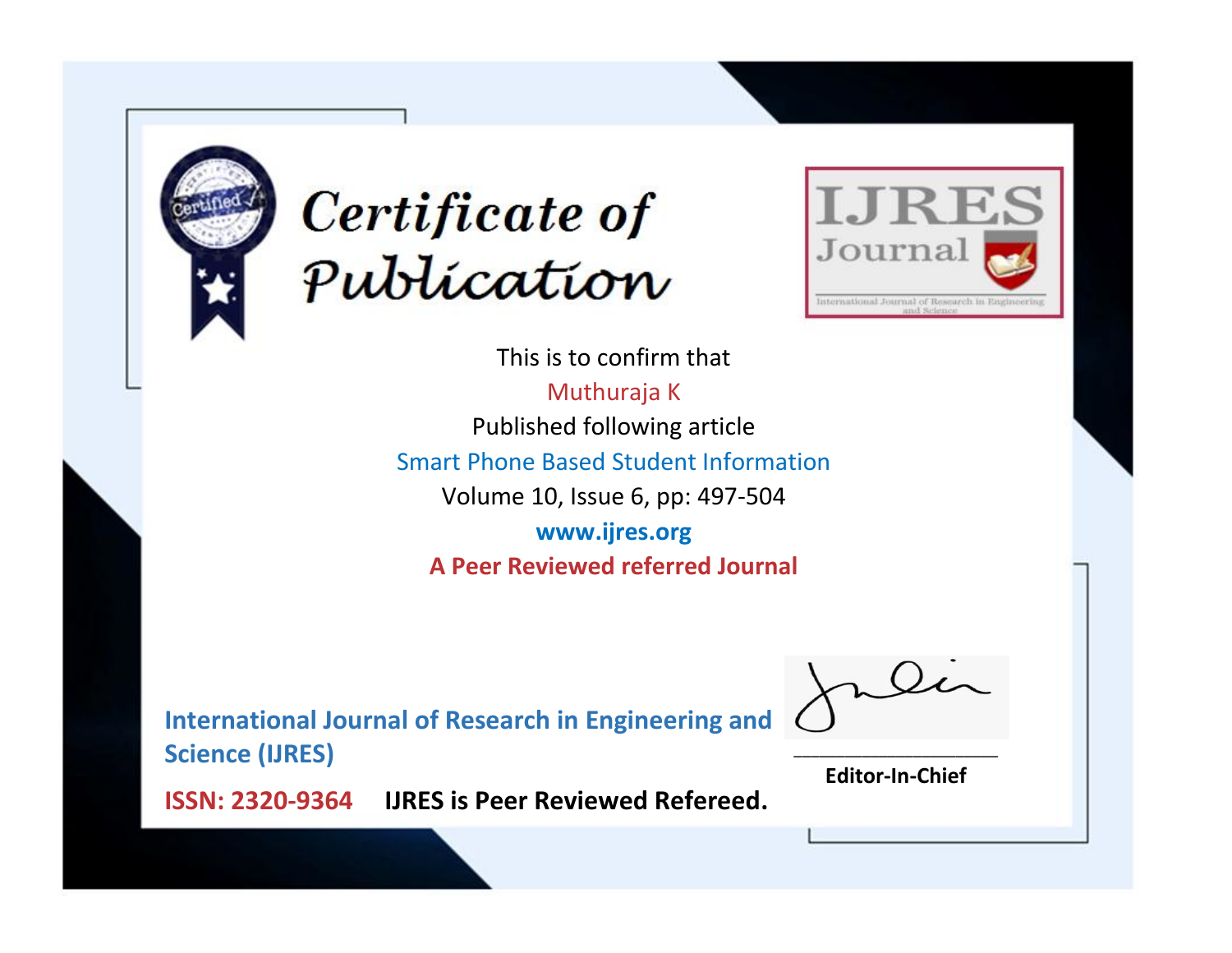# Certificate of Publication

IJRES Journal

International Journal of Research in Engineering and Science

This is to confirm that

Muthuraja K

Published following article

Smart Phone Based Student Information

Volume 10, Issue 6, pp: 497-504

**www.ijres.org**

**A Peer Reviewed referred Journal**

**International Journal of Research in Engineering and Science (IJRES)**

**ISSN: 2320-9364** **IJRES is Peer Reviewed Refereed.**

**Editor-In-Chief**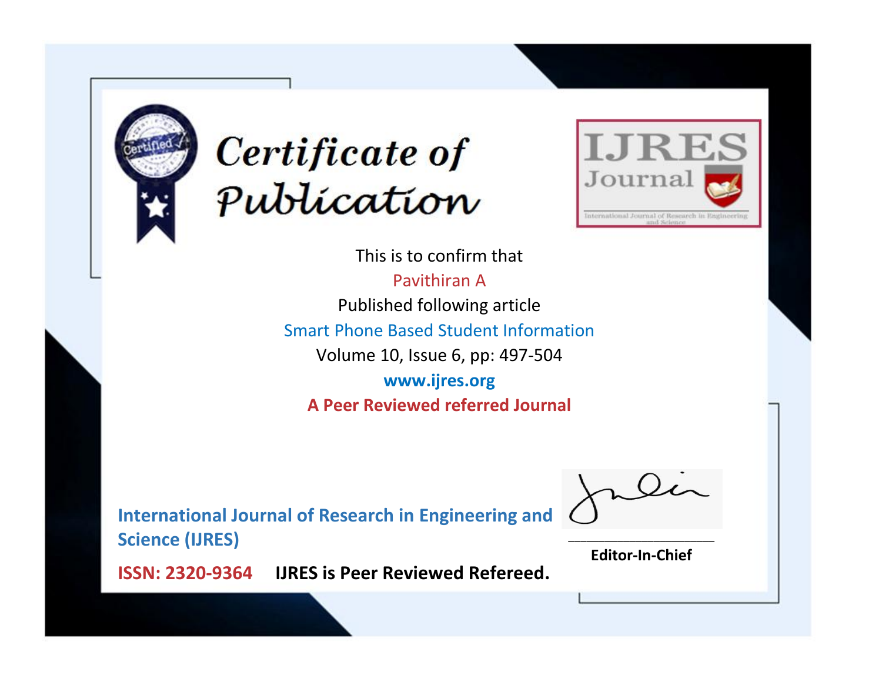# Certificate of Publication

IJRES Journal

International Journal of Research in Engineering and Science

This is to confirm that

Pavithiran A

Published following article

Smart Phone Based Student Information

Volume 10, Issue 6, pp: 497-504

**www.ijres.org**

**A Peer Reviewed referred Journal**

**International Journal of Research in Engineering and Science (IJRES)**

**ISSN: 2320-9364** **IJRES is Peer Reviewed Refereed.**

**Editor-In-Chief**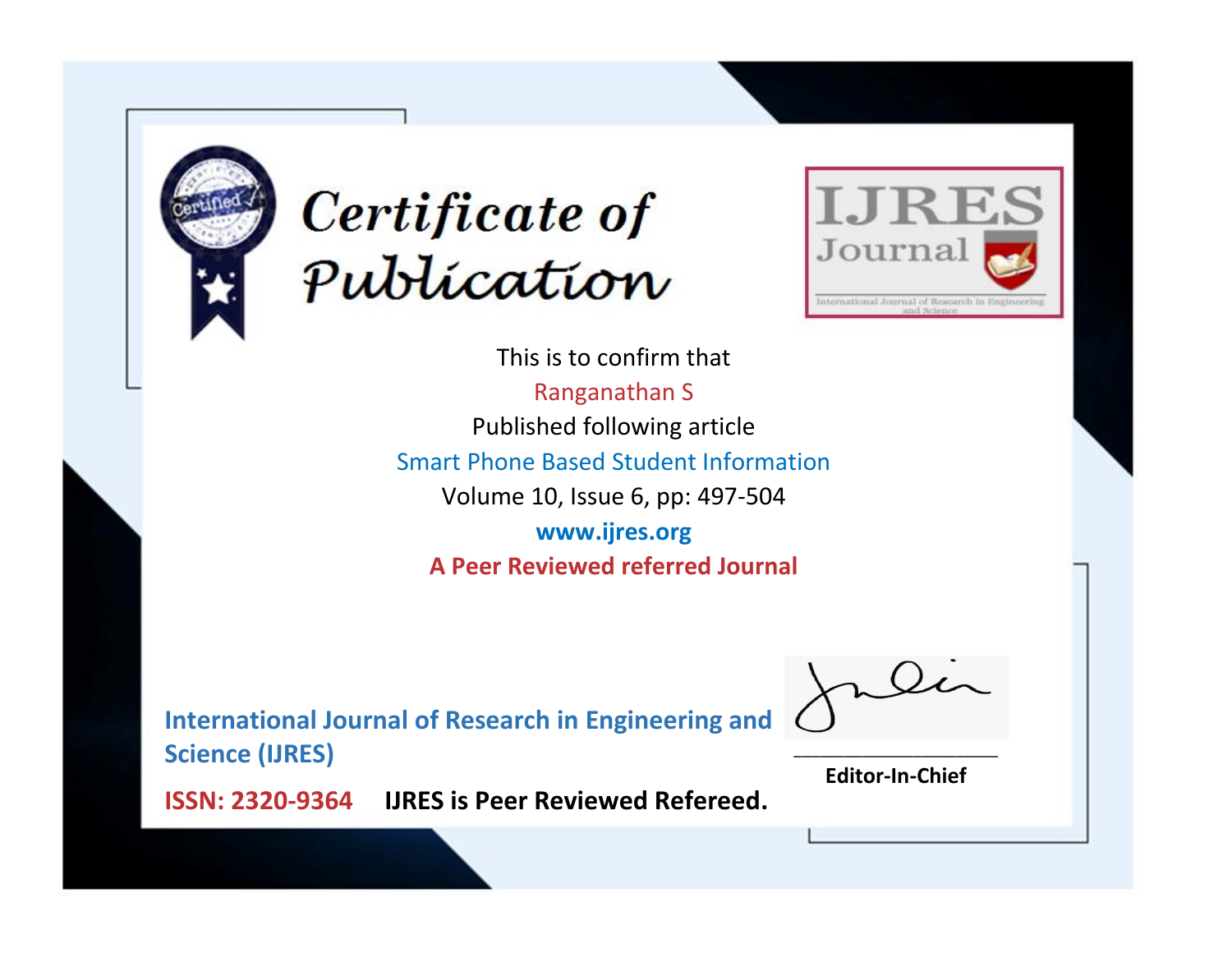# Certificate of Publication

IJRES Journal

International Journal of Research in Engineering and Science

This is to confirm that

Ranganathan S

Published following article

Smart Phone Based Student Information

Volume 10, Issue 6, pp: 497-504

**www.ijres.org**

**A Peer Reviewed referred Journal**

**International Journal of Research in Engineering and Science (IJRES)**

**ISSN: 2320-9364** **IJRES is Peer Reviewed Refereed.**

**Editor-In-Chief**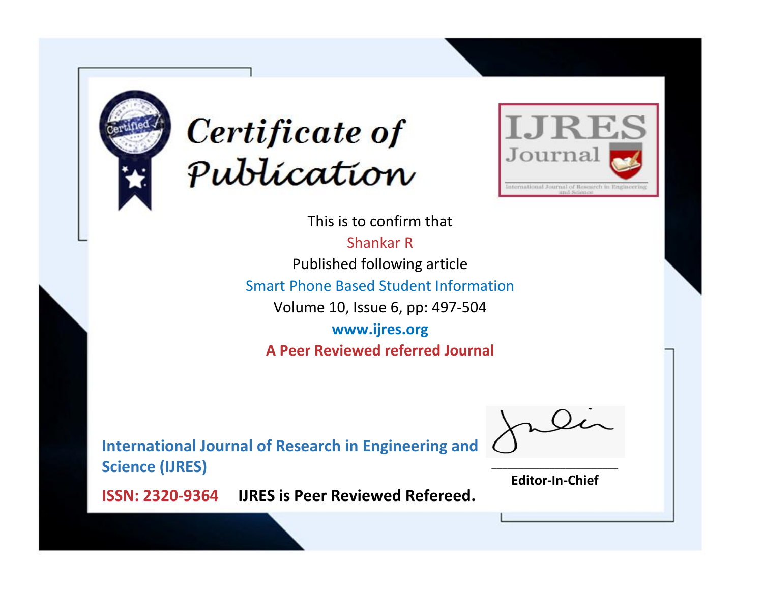# Certificate of Publication

IJRES Journal

International Journal of Research in Engineering and Science

This is to confirm that

Shankar R

Published following article

Smart Phone Based Student Information

Volume 10, Issue 6, pp: 497-504

**www.ijres.org**

**A Peer Reviewed referred Journal**

**International Journal of Research in Engineering and Science (IJRES)**

**ISSN: 2320-9364** **IJRES is Peer Reviewed Refereed.**

**Editor-In-Chief**